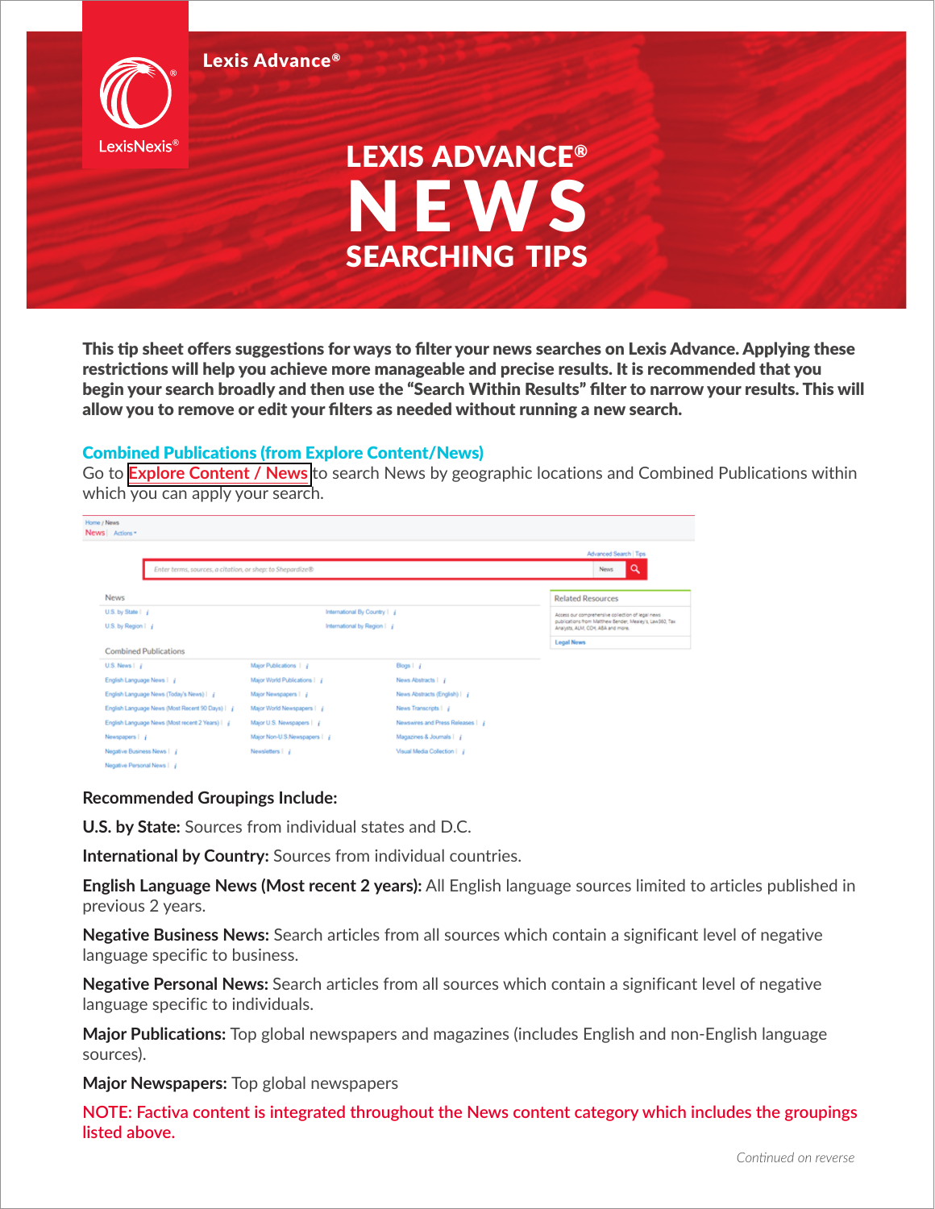Lexis Advance®

LexisNexis®

# LEXIS ADVANCE® NEWS SEARCHING TIPS

**This tip sheet offers suggestions for ways to filter your news searches on Lexis Advance. Applying these restrictions will help you achieve more manageable and precise results. It is recommended that you begin your search broadly and then use the "Search Within Results" filter to narrow your results. This will allow you to remove or edit your filters as needed without running a new search.**

## Combined Publications (from Explore Content/News)

Go to **Explore Content / News** to search News by geographic locations and Combined Publications within which you can apply your search.

Home / News
News | Actions

Advanced Search | Tips

Enter terms, sources, a citation, or shep: to Shepardize® | News

News

- U.S. by State
- U.S. by Region
- International By Country
- International by Region

Combined Publications

- U.S. News
- English Language News
- English Language News (Today's News)
- English Language News (Most Recent 90 Days)
- English Language News (Most recent 2 Years)
- Newspapers
- Negative Business News
- Negative Personal News
- Major Publications
- Major World Publications
- Major Newspapers
- Major World Newspapers
- Major U.S. Newspapers
- Major Non-U.S Newspapers
- Newsletters
- Blogs
- News Abstracts
- News Abstracts (English)
- News Transcripts
- Newswires and Press Releases
- Magazines & Journals
- Visual Media Collection

Related Resources

Access our comprehensive collection of legal news publications from Matthew Bender, Mealey's, Law360, Tax Analysts, ALM, CCH, ABA and more.

Legal News

**Recommended Groupings Include:**

**U.S. by State:** Sources from individual states and D.C.

**International by Country:** Sources from individual countries.

**English Language News (Most recent 2 years):** All English language sources limited to articles published in previous 2 years.

**Negative Business News:** Search articles from all sources which contain a significant level of negative language specific to business.

**Negative Personal News:** Search articles from all sources which contain a significant level of negative language specific to individuals.

**Major Publications:** Top global newspapers and magazines (includes English and non-English language sources).

**Major Newspapers:** Top global newspapers

NOTE: Factiva content is integrated throughout the News content category which includes the groupings listed above.

*Continued on reverse*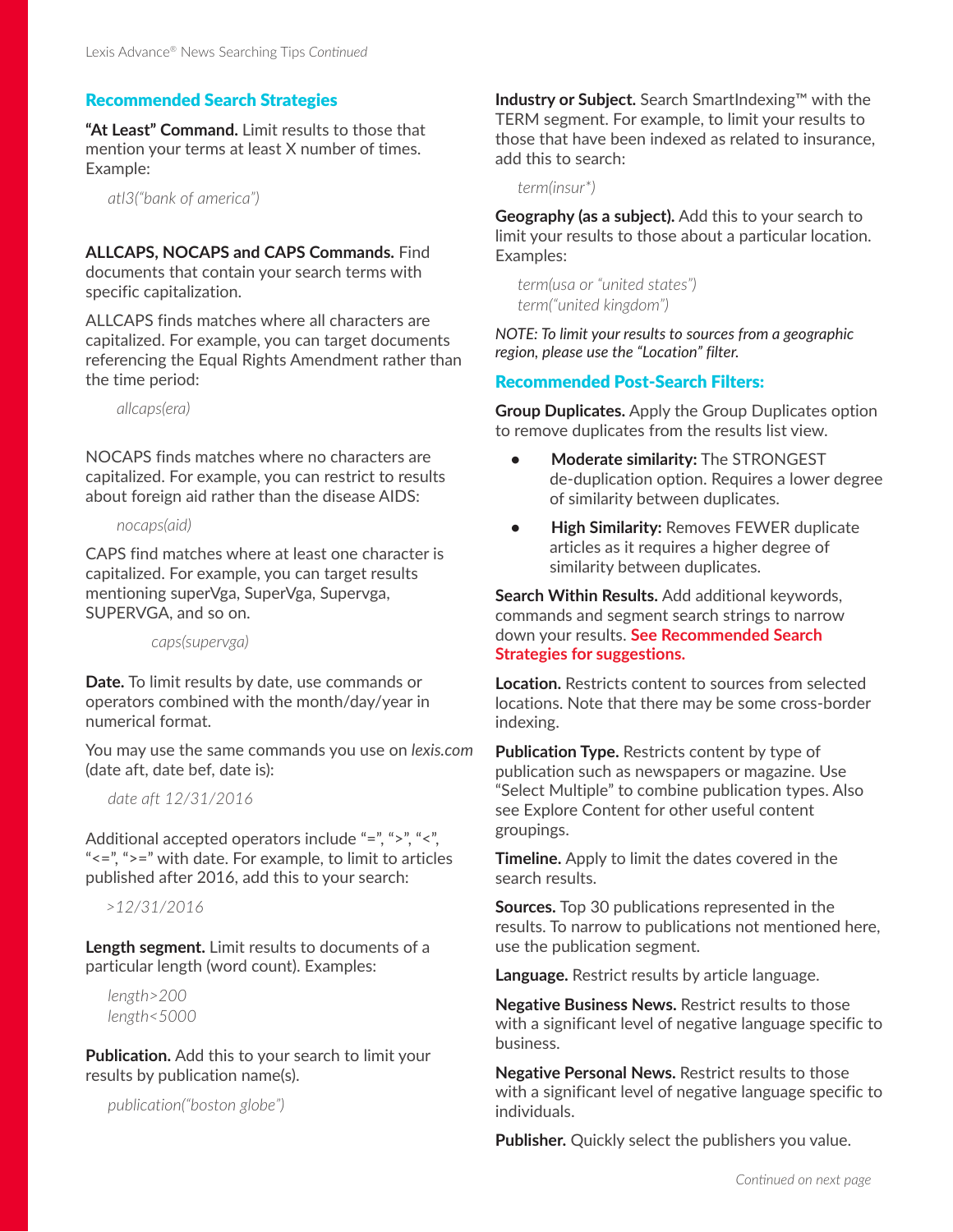## Recommended Search Strategies

**"At Least" Command.** Limit results to those that mention your terms at least X number of times. Example:

*atl3("bank of america")*

**ALLCAPS, NOCAPS and CAPS Commands.** Find documents that contain your search terms with specific capitalization.

ALLCAPS finds matches where all characters are capitalized. For example, you can target documents referencing the Equal Rights Amendment rather than the time period:

*allcaps(era)*

NOCAPS finds matches where no characters are capitalized. For example, you can restrict to results about foreign aid rather than the disease AIDS:

*nocaps(aid)*

CAPS find matches where at least one character is capitalized. For example, you can target results mentioning superVga, SuperVga, Supervga, SUPERVGA, and so on.

*caps(supervga)*

**Date.** To limit results by date, use commands or operators combined with the month/day/year in numerical format.

You may use the same commands you use on *lexis.com* (date aft, date bef, date is):

*date aft 12/31/2016*

Additional accepted operators include "=", ">", "<", "<=", ">=" with date. For example, to limit to articles published after 2016, add this to your search:

*>12/31/2016*

**Length segment.** Limit results to documents of a particular length (word count). Examples:

*length>200*
*length<5000*

**Publication.** Add this to your search to limit your results by publication name(s).

*publication("boston globe")*

**Industry or Subject.** Search SmartIndexing™ with the TERM segment. For example, to limit your results to those that have been indexed as related to insurance, add this to search:

*term(insur*)*

**Geography (as a subject).** Add this to your search to limit your results to those about a particular location. Examples:

*term(usa or "united states")*
*term("united kingdom")*

*NOTE: To limit your results to sources from a geographic region, please use the "Location" filter.*

## Recommended Post-Search Filters:

**Group Duplicates.** Apply the Group Duplicates option to remove duplicates from the results list view.

- **Moderate similarity:** The STRONGEST de-duplication option. Requires a lower degree of similarity between duplicates.
- **High Similarity:** Removes FEWER duplicate articles as it requires a higher degree of similarity between duplicates.

**Search Within Results.** Add additional keywords, commands and segment search strings to narrow down your results. **See Recommended Search Strategies for suggestions.**

**Location.** Restricts content to sources from selected locations. Note that there may be some cross-border indexing.

**Publication Type.** Restricts content by type of publication such as newspapers or magazine. Use "Select Multiple" to combine publication types. Also see Explore Content for other useful content groupings.

**Timeline.** Apply to limit the dates covered in the search results.

**Sources.** Top 30 publications represented in the results. To narrow to publications not mentioned here, use the publication segment.

**Language.** Restrict results by article language.

**Negative Business News.** Restrict results to those with a significant level of negative language specific to business.

**Negative Personal News.** Restrict results to those with a significant level of negative language specific to individuals.

**Publisher.** Quickly select the publishers you value.

*Continued on next page*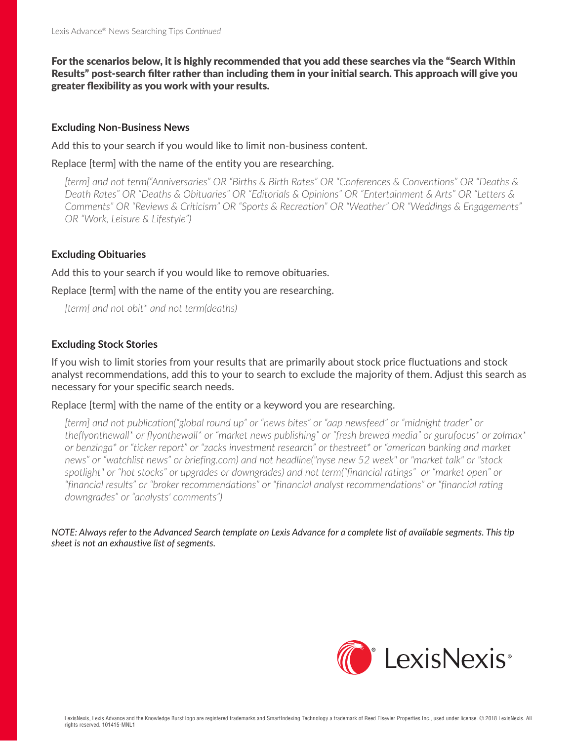**For the scenarios below, it is highly recommended that you add these searches via the "Search Within Results" post-search filter rather than including them in your initial search. This approach will give you greater flexibility as you work with your results.**

### Excluding Non-Business News

Add this to your search if you would like to limit non-business content.

Replace [term] with the name of the entity you are researching.

*[term] and not term("Anniversaries" OR "Births & Birth Rates" OR "Conferences & Conventions" OR "Deaths & Death Rates" OR "Deaths & Obituaries" OR "Editorials & Opinions" OR "Entertainment & Arts" OR "Letters & Comments" OR "Reviews & Criticism" OR "Sports & Recreation" OR "Weather" OR "Weddings & Engagements" OR "Work, Leisure & Lifestyle")*

### Excluding Obituaries

Add this to your search if you would like to remove obituaries.

Replace [term] with the name of the entity you are researching.

*[term] and not obit* and not term(deaths)*

### Excluding Stock Stories

If you wish to limit stories from your results that are primarily about stock price fluctuations and stock analyst recommendations, add this to your to search to exclude the majority of them. Adjust this search as necessary for your specific search needs.

Replace [term] with the name of the entity or a keyword you are researching.

*[term] and not publication("global round up" or "news bites" or "aap newsfeed" or "midnight trader" or theflyonthewall* or flyonthewall* or "market news publishing" or "fresh brewed media" or gurufocus* or zolmax* or benzinga* or "ticker report" or "zacks investment research" or thestreet* or "american banking and market news" or "watchlist news" or briefing.com) and not headline("nyse new 52 week" or "market talk" or "stock spotlight" or "hot stocks" or upgrades or downgrades) and not term("financial ratings" or "market open" or "financial results" or "broker recommendations" or "financial analyst recommendations" or "financial rating downgrades" or "analysts' comments")*

*NOTE: Always refer to the Advanced Search template on Lexis Advance for a complete list of available segments. This tip sheet is not an exhaustive list of segments.*

LexisNexis, Lexis Advance and the Knowledge Burst logo are registered trademarks and SmartIndexing Technology a trademark of Reed Elsevier Properties Inc., used under license. © 2018 LexisNexis. All rights reserved. 101415-MNL1